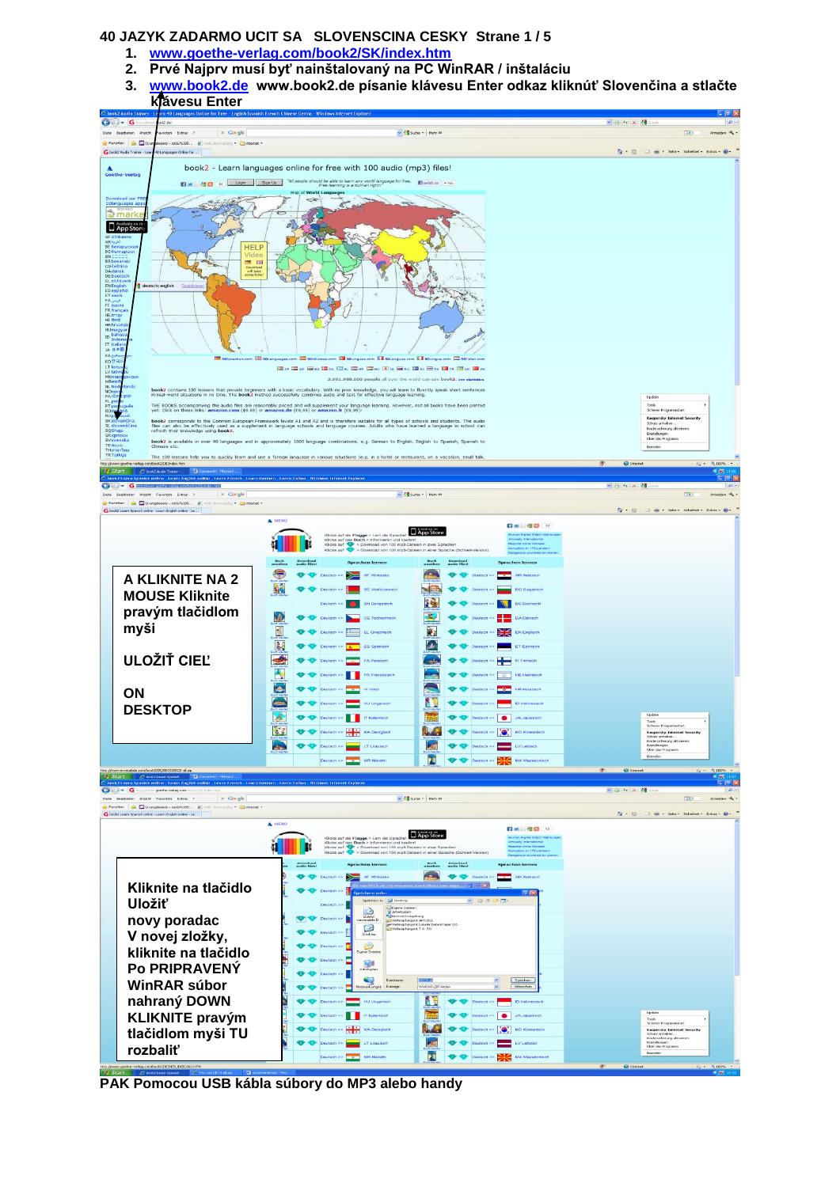# 40 JAZYK ZADARMO UCIT SA SLOVENSCINA CESKY Strane 1 / 5

1. www.goethe-verlag.com/book2/SK/index.htm
2. Prvé Najprv musí byť nainštalovaný na PC WinRAR / inštaláciu
3. www.book2.de www.book2.de písanie klávesu Enter odkaz kliknúť Slovenčina a stlačte klávesu Enter

A KLIKNITE NA 2 MOUSE Kliknite pravým tlačidlom myši

ULOŽIŤ CIEĽ

ON DESKTOP

Kliknite na tlačidlo Uložiť
novy poradac
V novej zložky, kliknite na tlačidlo
Po PRIPRAVENÝ WinRAR súbor nahraný DOWN
KLIKNITE pravým tlačidlom myši TU rozbaliť

PAK Pomocou USB kábla súbory do MP3 alebo handy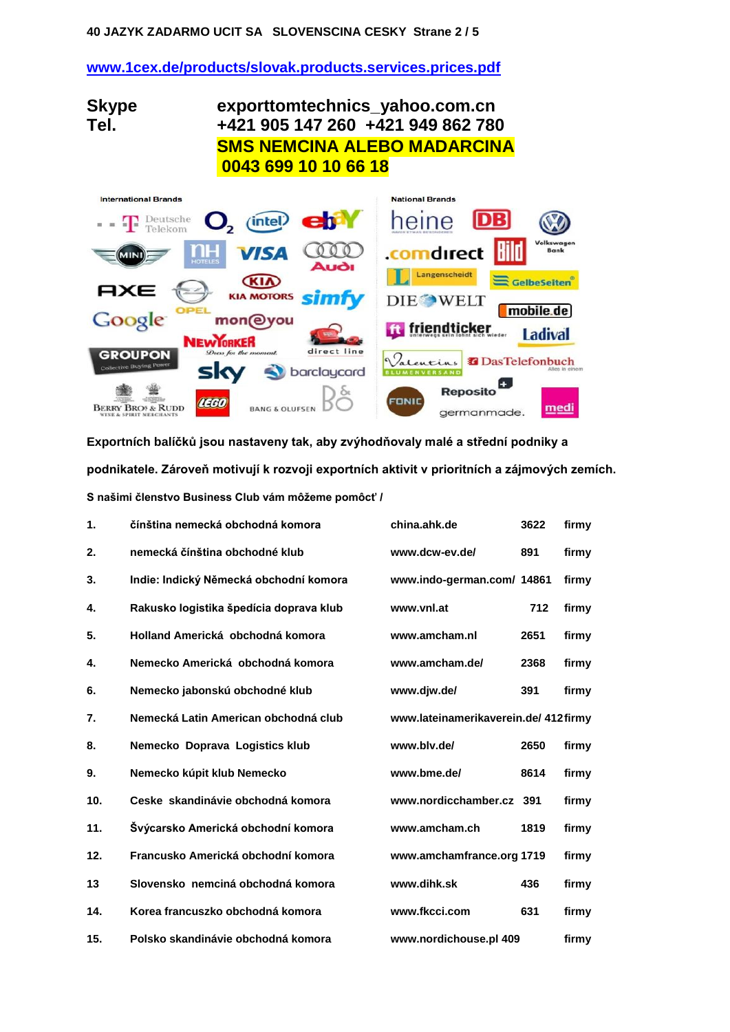**40 JAZYK ZADARMO UCIT SA SLOVENSCINA CESKY Strane 2 / 5**

www.1cex.de/products/slovak.products.services.prices.pdf

**Skype** exporttomtechnics_yahoo.com.cn
**Tel.** +421 905 147 260 +421 949 862 780

**SMS NEMCINA ALEBO MADARCINA**
**0043 699 10 10 66 18**

International Brands

Deutsche Telekom, O2, intel, ebay, MINI, NH Hotels, VISA, Audi, AXE, OPEL, KIA MOTORS, simfy, Google, mon@you, NewYorker, direct line, GROUPON, sky, barclaycard, Berry Bros & Rudd, LEGO, Bang & Olufsen

National Brands

heine, DB, Volkswagen Bank, comdirect, Bild, Langenscheidt, GelbeSeiten, DIE WELT, mobile.de, friendticker, Ladival, Valentins, DasTelefonbuch, FONIC, Reposito, germanmade., medi

**Exportních balíčků jsou nastaveny tak, aby zvýhodňovaly malé a střední podniky a podnikatele. Zároveň motivují k rozvoji exportních aktivit v prioritních a zájmových zemích.**

**S našimi členstvo Business Club vám môžeme pomôcť /**

| | | | | |
|---|---|---|---|---|
| 1. | čínština nemecká obchodná komora | china.ahk.de | 3622 | firmy |
| 2. | nemecká čínština obchodné klub | www.dcw-ev.de/ | 891 | firmy |
| 3. | Indie: Indický Německá obchodní komora | www.indo-german.com/ | 14861 | firmy |
| 4. | Rakusko logistika špedícia doprava klub | www.vnl.at | 712 | firmy |
| 5. | Holland Americká obchodná komora | www.amcham.nl | 2651 | firmy |
| 4. | Nemecko Americká obchodná komora | www.amcham.de/ | 2368 | firmy |
| 6. | Nemecko jabonskú obchodné klub | www.djw.de/ | 391 | firmy |
| 7. | Nemecká Latin American obchodná club | www.lateinamerikaverein.de/ | 412 | firmy |
| 8. | Nemecko Doprava Logistics klub | www.blv.de/ | 2650 | firmy |
| 9. | Nemecko kúpit klub Nemecko | www.bme.de/ | 8614 | firmy |
| 10. | Ceske skandinávie obchodná komora | www.nordicchamber.cz | 391 | firmy |
| 11. | Švýcarsko Americká obchodní komora | www.amcham.ch | 1819 | firmy |
| 12. | Francusko Americká obchodní komora | www.amchamfrance.org | 1719 | firmy |
| 13 | Slovensko nemciná obchodná komora | www.dihk.sk | 436 | firmy |
| 14. | Korea francuszko obchodná komora | www.fkcci.com | 631 | firmy |
| 15. | Polsko skandinávie obchodná komora | www.nordichouse.pl | 409 | firmy |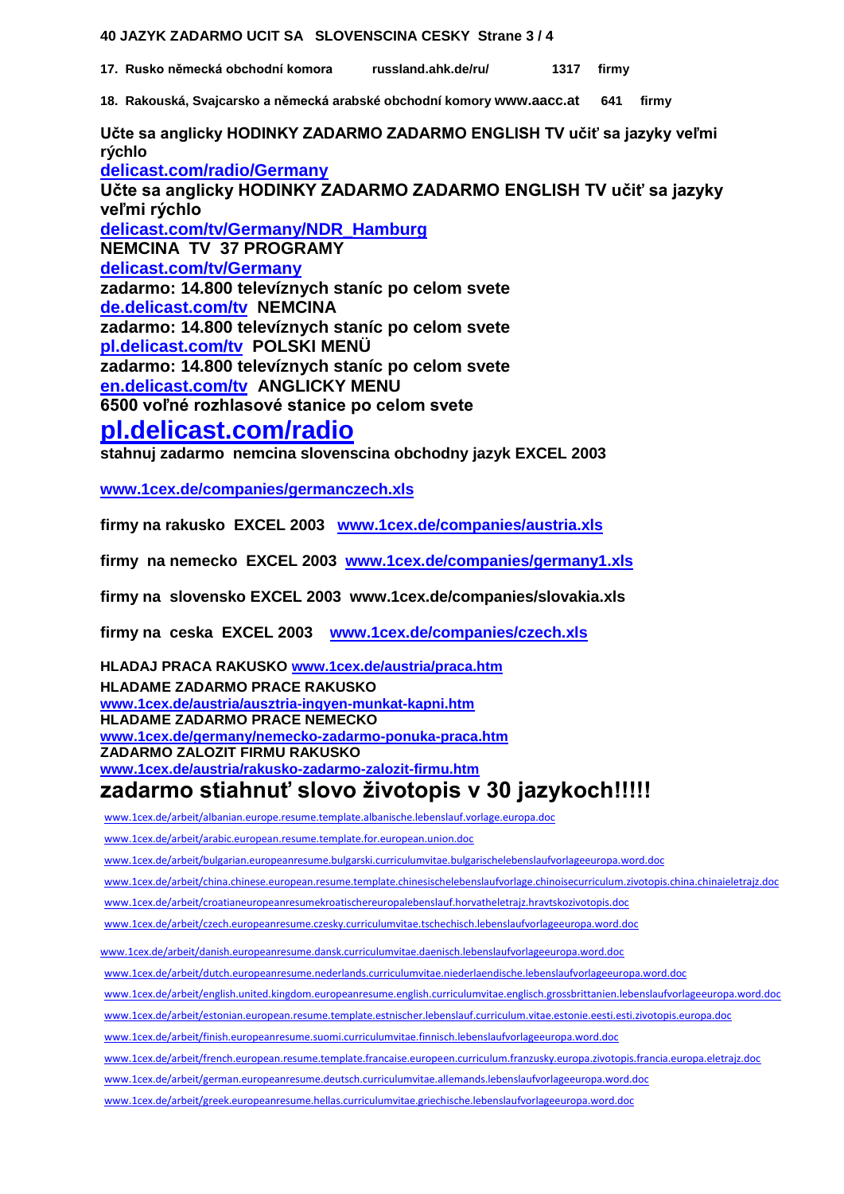**40 JAZYK ZADARMO UCIT SA SLOVENSCINA CESKY Strane 3 / 4**

**17. Rusko německá obchodní komora russland.ahk.de/ru/ 1317 firmy**

**18. Rakouská, Svajcarsko a německá arabské obchodní komory www.aacc.at 641 firmy**

**Učte sa anglicky HODINKY ZADARMO ZADARMO ENGLISH TV učiť sa jazyky veľmi rýchlo**
**delicast.com/radio/Germany**
**Učte sa anglicky HODINKY ZADARMO ZADARMO ENGLISH TV učiť sa jazyky veľmi rýchlo**
**delicast.com/tv/Germany/NDR_Hamburg**
**NEMCINA TV 37 PROGRAMY**
**delicast.com/tv/Germany**
**zadarmo: 14.800 televíznych staníc po celom svete**
**de.delicast.com/tv NEMCINA**
**zadarmo: 14.800 televíznych staníc po celom svete**
**pl.delicast.com/tv POLSKI MENÜ**
**zadarmo: 14.800 televíznych staníc po celom svete**
**en.delicast.com/tv ANGLICKY MENU**
**6500 voľné rozhlasové stanice po celom svete**

# pl.delicast.com/radio

**stahnuj zadarmo nemcina slovenscina obchodny jazyk EXCEL 2003**

**www.1cex.de/companies/germanczech.xls**

**firmy na rakusko EXCEL 2003 www.1cex.de/companies/austria.xls**

**firmy na nemecko EXCEL 2003 www.1cex.de/companies/germany1.xls**

**firmy na slovensko EXCEL 2003 www.1cex.de/companies/slovakia.xls**

**firmy na ceska EXCEL 2003 www.1cex.de/companies/czech.xls**

**HLADAJ PRACA RAKUSKO www.1cex.de/austria/praca.htm**
**HLADAME ZADARMO PRACE RAKUSKO**
**www.1cex.de/austria/ausztria-ingyen-munkat-kapni.htm**
**HLADAME ZADARMO PRACE NEMECKO**
**www.1cex.de/germany/nemecko-zadarmo-ponuka-praca.htm**
**ZADARMO ZALOZIT FIRMU RAKUSKO**
**www.1cex.de/austria/rakusko-zadarmo-zalozit-firmu.htm**

## zadarmo stiahnuť slovo životopis v 30 jazykoch!!!!!

www.1cex.de/arbeit/albanian.europe.resume.template.albanische.lebenslauf.vorlage.europa.doc

www.1cex.de/arbeit/arabic.european.resume.template.for.european.union.doc

www.1cex.de/arbeit/bulgarian.europeanresume.bulgarski.curriculumvitae.bulgarischelebenslaufvorlageeuropa.word.doc

www.1cex.de/arbeit/china.chinese.european.resume.template.chinesischelebenslaufvorlage.chinoisecurriculum.zivotopis.china.chinaieletrajz.doc

www.1cex.de/arbeit/croatianeuropeanresumekroatischereuropalebenslauf.horvatheletrajz.hravtskozivotopis.doc

www.1cex.de/arbeit/czech.europeanresume.czesky.curriculumvitae.tschechisch.lebenslaufvorlageeuropa.word.doc

www.1cex.de/arbeit/danish.europeanresume.dansk.curriculumvitae.daenisch.lebenslaufvorlageeuropa.word.doc

www.1cex.de/arbeit/dutch.europeanresume.nederlands.curriculumvitae.niederlaendische.lebenslaufvorlageeuropa.word.doc

www.1cex.de/arbeit/english.united.kingdom.europeanresume.english.curriculumvitae.englisch.grossbrittanien.lebenslaufvorlageeuropa.word.doc

www.1cex.de/arbeit/estonian.european.resume.template.estnischer.lebenslauf.curriculum.vitae.estonie.eesti.esti.zivotopis.europa.doc

www.1cex.de/arbeit/finish.europeanresume.suomi.curriculumvitae.finnisch.lebenslaufvorlageeuropa.word.doc

www.1cex.de/arbeit/french.european.resume.template.francaise.europeen.curriculum.franzusky.europa.zivotopis.francia.europa.eletrajz.doc

www.1cex.de/arbeit/german.europeanresume.deutsch.curriculumvitae.allemands.lebenslaufvorlageeuropa.word.doc

www.1cex.de/arbeit/greek.europeanresume.hellas.curriculumvitae.griechische.lebenslaufvorlageeuropa.word.doc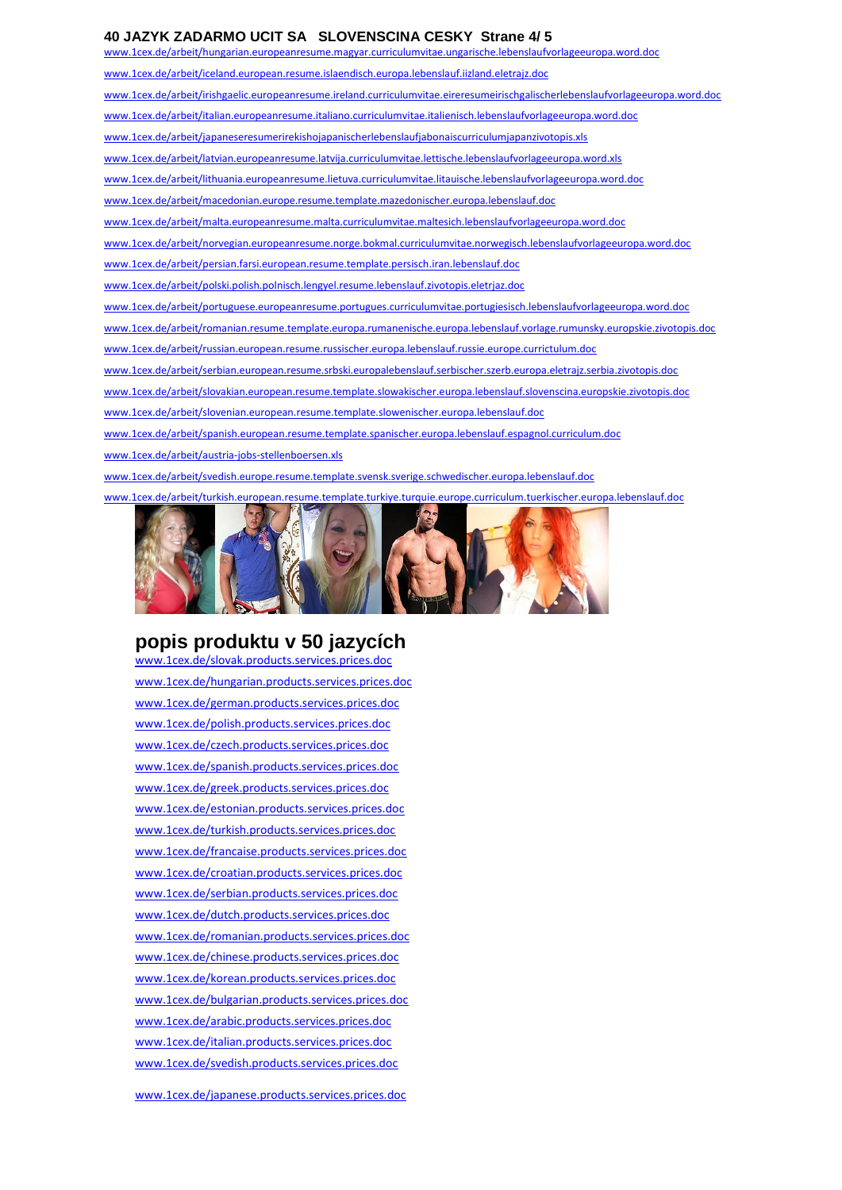**40 JAZYK ZADARMO UCIT SA SLOVENSCINA CESKY Strane 4/ 5**

www.1cex.de/arbeit/hungarian.europeanresume.magyar.curriculumvitae.ungarische.lebenslaufvorlageeuropa.word.doc

www.1cex.de/arbeit/iceland.european.resume.islaendisch.europa.lebenslauf.iizland.eletrajz.doc

www.1cex.de/arbeit/irishgaelic.europeanresume.ireland.curriculumvitae.eireresumeirischgalischerlebenslaufvorlageeuropa.word.doc

www.1cex.de/arbeit/italian.europeanresume.italiano.curriculumvitae.italienisch.lebenslaufvorlageeuropa.word.doc

www.1cex.de/arbeit/japaneseresumerirekishojapanischerlebenslaufjabonaiscurriculumjapanzivotopis.xls

www.1cex.de/arbeit/latvian.europeanresume.latvija.curriculumvitae.lettische.lebenslaufvorlageeuropa.word.xls

www.1cex.de/arbeit/lithuania.europeanresume.lietuva.curriculumvitae.litauische.lebenslaufvorlageeuropa.word.doc

www.1cex.de/arbeit/macedonian.europe.resume.template.mazedonischer.europa.lebenslauf.doc

www.1cex.de/arbeit/malta.europeanresume.malta.curriculumvitae.maltesich.lebenslaufvorlageeuropa.word.doc

www.1cex.de/arbeit/norvegian.europeanresume.norge.bokmal.curriculumvitae.norwegisch.lebenslaufvorlageeuropa.word.doc

www.1cex.de/arbeit/persian.farsi.european.resume.template.persisch.iran.lebenslauf.doc

www.1cex.de/arbeit/polski.polish.polnisch.lengyel.resume.lebenslauf.zivotopis.eletrjaz.doc

www.1cex.de/arbeit/portuguese.europeanresume.portugues.curriculumvitae.portugiesisch.lebenslaufvorlageeuropa.word.doc

www.1cex.de/arbeit/romanian.resume.template.europa.rumanenische.europa.lebenslauf.vorlage.rumunsky.europskie.zivotopis.doc

www.1cex.de/arbeit/russian.european.resume.russischer.europa.lebenslauf.russie.europe.currictulum.doc

www.1cex.de/arbeit/serbian.european.resume.srbski.europalebenslauf.serbischer.szerb.europa.eletrajz.serbia.zivotopis.doc

www.1cex.de/arbeit/slovakian.european.resume.template.slowakischer.europa.lebenslauf.slovenscina.europskie.zivotopis.doc

www.1cex.de/arbeit/slovenian.european.resume.template.slowenischer.europa.lebenslauf.doc

www.1cex.de/arbeit/spanish.european.resume.template.spanischer.europa.lebenslauf.espagnol.curriculum.doc

www.1cex.de/arbeit/austria-jobs-stellenboersen.xls

www.1cex.de/arbeit/svedish.europe.resume.template.svensk.sverige.schwedischer.europa.lebenslauf.doc

www.1cex.de/arbeit/turkish.european.resume.template.turkiye.turquie.europe.curriculum.tuerkischer.europa.lebenslauf.doc

## popis produktu v 50 jazycích

www.1cex.de/slovak.products.services.prices.doc

www.1cex.de/hungarian.products.services.prices.doc

www.1cex.de/german.products.services.prices.doc

www.1cex.de/polish.products.services.prices.doc

www.1cex.de/czech.products.services.prices.doc

www.1cex.de/spanish.products.services.prices.doc

www.1cex.de/greek.products.services.prices.doc

www.1cex.de/estonian.products.services.prices.doc

www.1cex.de/turkish.products.services.prices.doc

www.1cex.de/francaise.products.services.prices.doc

www.1cex.de/croatian.products.services.prices.doc

www.1cex.de/serbian.products.services.prices.doc

www.1cex.de/dutch.products.services.prices.doc

www.1cex.de/romanian.products.services.prices.doc

www.1cex.de/chinese.products.services.prices.doc

www.1cex.de/korean.products.services.prices.doc

www.1cex.de/bulgarian.products.services.prices.doc

www.1cex.de/arabic.products.services.prices.doc

www.1cex.de/italian.products.services.prices.doc

www.1cex.de/svedish.products.services.prices.doc

www.1cex.de/japanese.products.services.prices.doc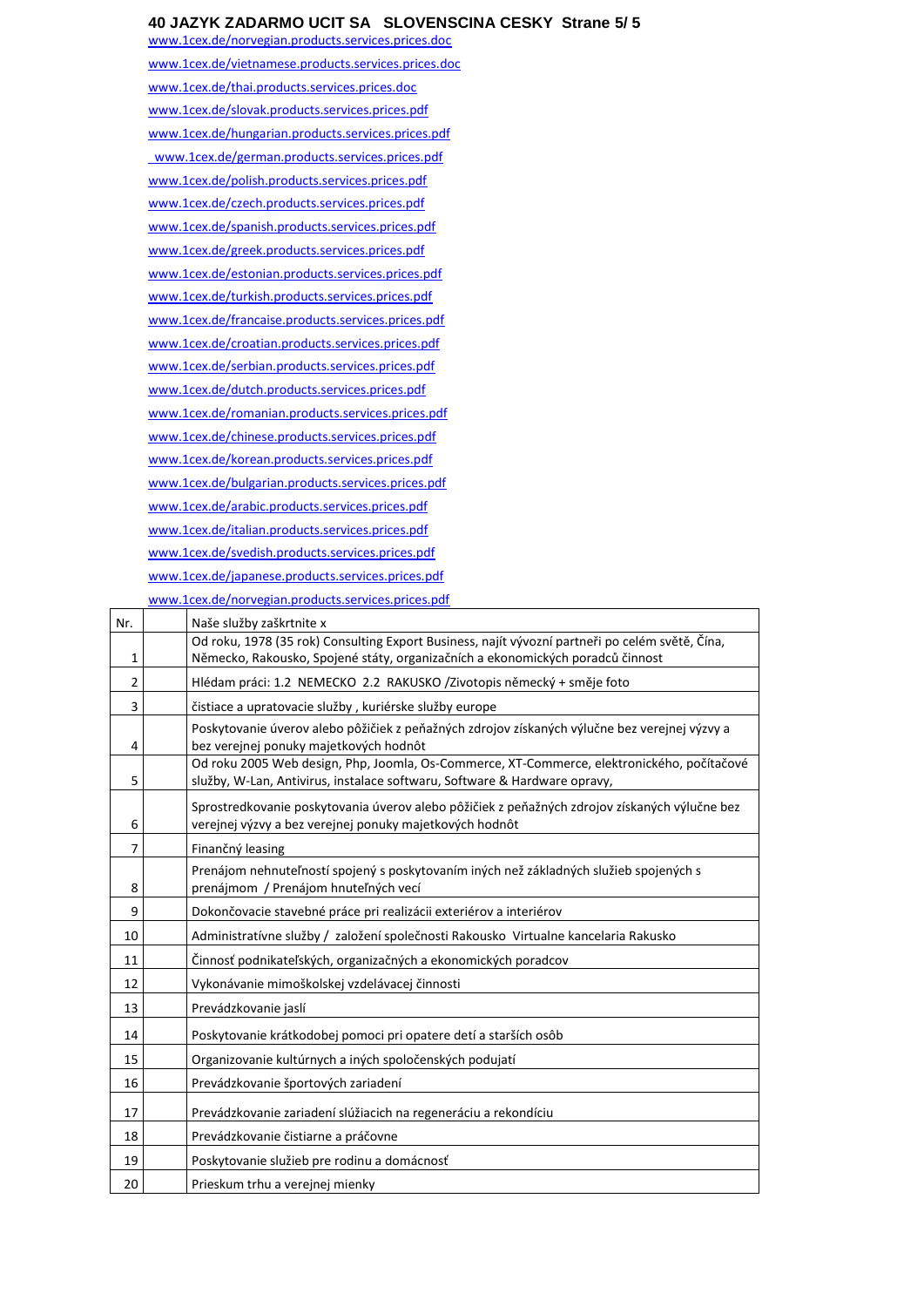**40 JAZYK ZADARMO UCIT SA SLOVENSCINA CESKY Strane 5/ 5**

www.1cex.de/norvegian.products.services.prices.doc

www.1cex.de/vietnamese.products.services.prices.doc

www.1cex.de/thai.products.services.prices.doc

www.1cex.de/slovak.products.services.prices.pdf

www.1cex.de/hungarian.products.services.prices.pdf

www.1cex.de/german.products.services.prices.pdf

www.1cex.de/polish.products.services.prices.pdf

www.1cex.de/czech.products.services.prices.pdf

www.1cex.de/spanish.products.services.prices.pdf

www.1cex.de/greek.products.services.prices.pdf

www.1cex.de/estonian.products.services.prices.pdf

www.1cex.de/turkish.products.services.prices.pdf

www.1cex.de/francaise.products.services.prices.pdf

www.1cex.de/croatian.products.services.prices.pdf

www.1cex.de/serbian.products.services.prices.pdf

www.1cex.de/dutch.products.services.prices.pdf

www.1cex.de/romanian.products.services.prices.pdf

www.1cex.de/chinese.products.services.prices.pdf

www.1cex.de/korean.products.services.prices.pdf

www.1cex.de/bulgarian.products.services.prices.pdf

www.1cex.de/arabic.products.services.prices.pdf

www.1cex.de/italian.products.services.prices.pdf

www.1cex.de/svedish.products.services.prices.pdf

www.1cex.de/japanese.products.services.prices.pdf

www.1cex.de/norvegian.products.services.prices.pdf

| Nr. | | Naše služby zaškrtnite x |
|---|---|---|
| 1 | | Od roku, 1978 (35 rok) Consulting Export Business, najít vývozní partneři po celém světě, Čína, Německo, Rakousko, Spojené státy, organizačních a ekonomických poradců činnost |
| 2 | | Hlédam práci: 1.2 NEMECKO 2.2 RAKUSKO /Zivotopis německý + směje foto |
| 3 | | čistiace a upratovacie služby , kuriérske služby europe |
| 4 | | Poskytovanie úverov alebo pôžičiek z peňažných zdrojov získaných výlučne bez verejnej výzvy a bez verejnej ponuky majetkových hodnôt |
| 5 | | Od roku 2005 Web design, Php, Joomla, Os-Commerce, XT-Commerce, elektronického, počítačové služby, W-Lan, Antivirus, instalace softwaru, Software & Hardware opravy, |
| 6 | | Sprostredkovanie poskytovania úverov alebo pôžičiek z peňažných zdrojov získaných výlučne bez verejnej výzvy a bez verejnej ponuky majetkových hodnôt |
| 7 | | Finančný leasing |
| 8 | | Prenájom nehnuteľností spojený s poskytovaním iných než základných služieb spojených s prenájmom / Prenájom hnuteľných vecí |
| 9 | | Dokončovacie stavebné práce pri realizácii exteriérov a interiérov |
| 10 | | Administratívne služby / založení společnosti Rakousko Virtualne kancelaria Rakusko |
| 11 | | Činnosť podnikateľských, organizačných a ekonomických poradcov |
| 12 | | Vykonávanie mimoškolskej vzdelávacej činnosti |
| 13 | | Prevádzkovanie jaslí |
| 14 | | Poskytovanie krátkodobej pomoci pri opatere detí a starších osôb |
| 15 | | Organizovanie kultúrnych a iných spoločenských podujatí |
| 16 | | Prevádzkovanie športových zariadení |
| 17 | | Prevádzkovanie zariadení slúžiacich na regeneráciu a rekondíciu |
| 18 | | Prevádzkovanie čistiarne a práčovne |
| 19 | | Poskytovanie služieb pre rodinu a domácnosť |
| 20 | | Prieskum trhu a verejnej mienky |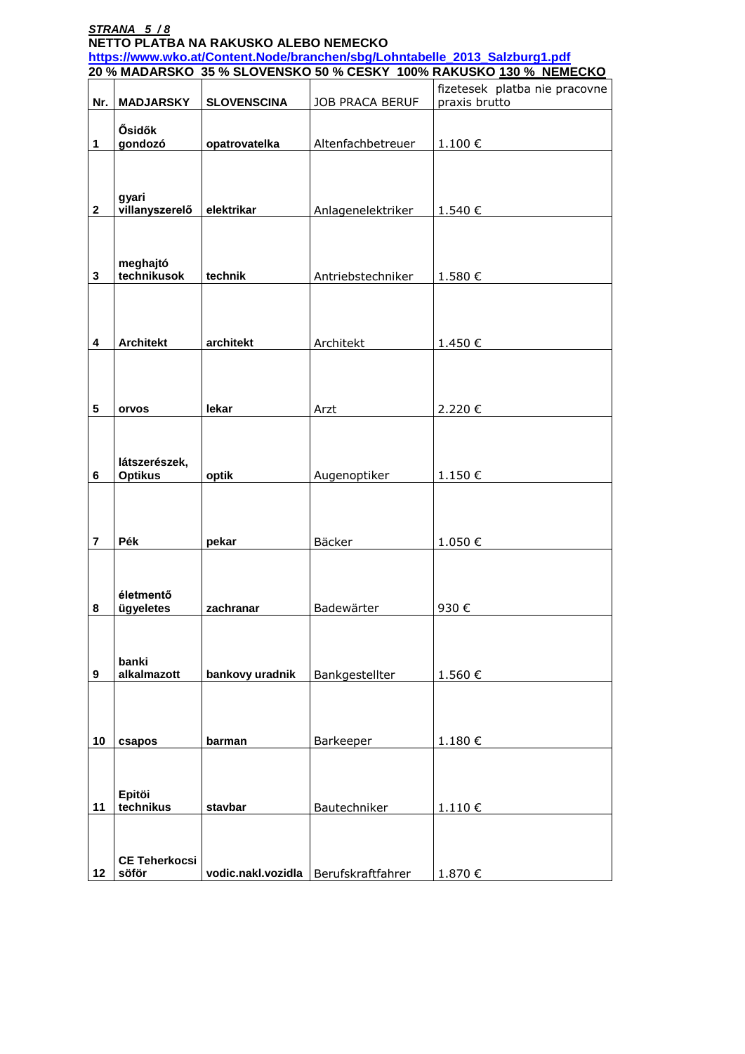***STRANA 5 / 8***

**NETTO PLATBA NA RAKUSKO ALEBO NEMECKO**

**https://www.wko.at/Content.Node/branchen/sbg/Lohntabelle_2013_Salzburg1.pdf**

**20 % MADARSKO 35 % SLOVENSKO 50 % CESKY 100% RAKUSKO <u>130 %</u> NEMECKO**

| Nr. | MADJARSKY | SLOVENSCINA | JOB PRACA BERUF | fizetesek platba nie pracovne praxis brutto |
|---|---|---|---|---|
| 1 | Ősidők gondozó | opatrovatelka | Altenfachbetreuer | 1.100 € |
| 2 | gyari villanyszerelő | elektrikar | Anlagenelektriker | 1.540 € |
| 3 | meghajtó technikusok | technik | Antriebstechniker | 1.580 € |
| 4 | Architekt | architekt | Architekt | 1.450 € |
| 5 | orvos | lekar | Arzt | 2.220 € |
| 6 | látszerészek, Optikus | optik | Augenoptiker | 1.150 € |
| 7 | Pék | pekar | Bäcker | 1.050 € |
| 8 | életmentő ügyeletes | zachranar | Badewärter | 930 € |
| 9 | banki alkalmazott | bankovy uradnik | Bankgestellter | 1.560 € |
| 10 | csapos | barman | Barkeeper | 1.180 € |
| 11 | Epitöi technikus | stavbar | Bautechniker | 1.110 € |
| 12 | CE Teherkocsi söför | vodic.nakl.vozidla | Berufskraftfahrer | 1.870 € |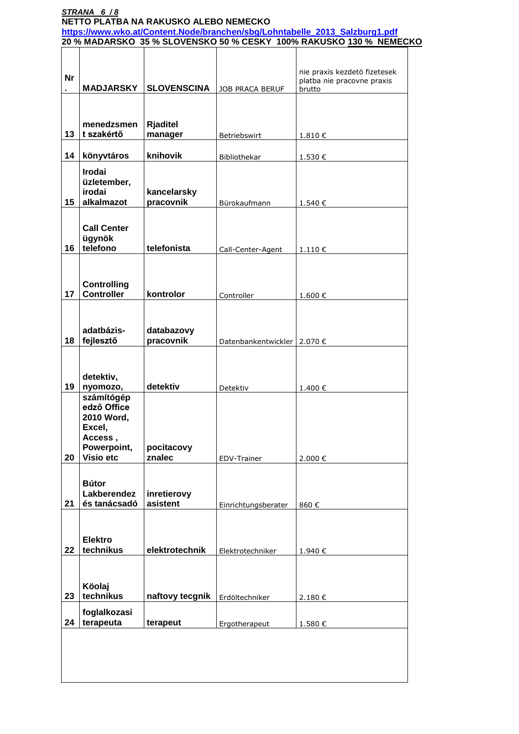***STRANA 6 / 8***

**NETTO PLATBA NA RAKUSKO ALEBO NEMECKO**

**https://www.wko.at/Content.Node/branchen/sbg/Lohntabelle_2013_Salzburg1.pdf**

**20 % MADARSKO 35 % SLOVENSKO 50 % CESKY 100% RAKUSKO 130 % NEMECKO**

| Nr. | MADJARSKY | SLOVENSCINA | JOB PRACA BERUF | nie praxis kezdetö fizetesek platba nie pracovne praxis brutto |
|---|---|---|---|---|
| 13 | menedzsment szakértő | Rjaditel manager | Betriebswirt | 1.810 € |
| 14 | könyvtáros | knihovik | Bibliothekar | 1.530 € |
| 15 | Irodai üzletember, irodai alkalmazot | kancelarsky pracovnik | Bürokaufmann | 1.540 € |
| 16 | Call Center ügynök telefono | telefonista | Call-Center-Agent | 1.110 € |
| 17 | Controlling Controller | kontrolor | Controller | 1.600 € |
| 18 | adatbázis-fejlesztő | databazovy pracovnik | Datenbankentwickler | 2.070 € |
| 19 | detektiv, nyomozo, | detektiv | Detektiv | 1.400 € |
| 20 | számítógép edző Office 2010 Word, Excel, Access , Powerpoint, Visio etc | pocitacovy znalec | EDV-Trainer | 2.000 € |
| 21 | Bútor Lakberendez és tanácsadó | inretierovy asistent | Einrichtungsberater | 860 € |
| 22 | Elektro technikus | elektrotechnik | Elektrotechniker | 1.940 € |
| 23 | Köolaj technikus | naftovy tecgnik | Erdöltechniker | 2.180 € |
| 24 | foglalkozasi terapeuta | terapeut | Ergotherapeut | 1.580 € |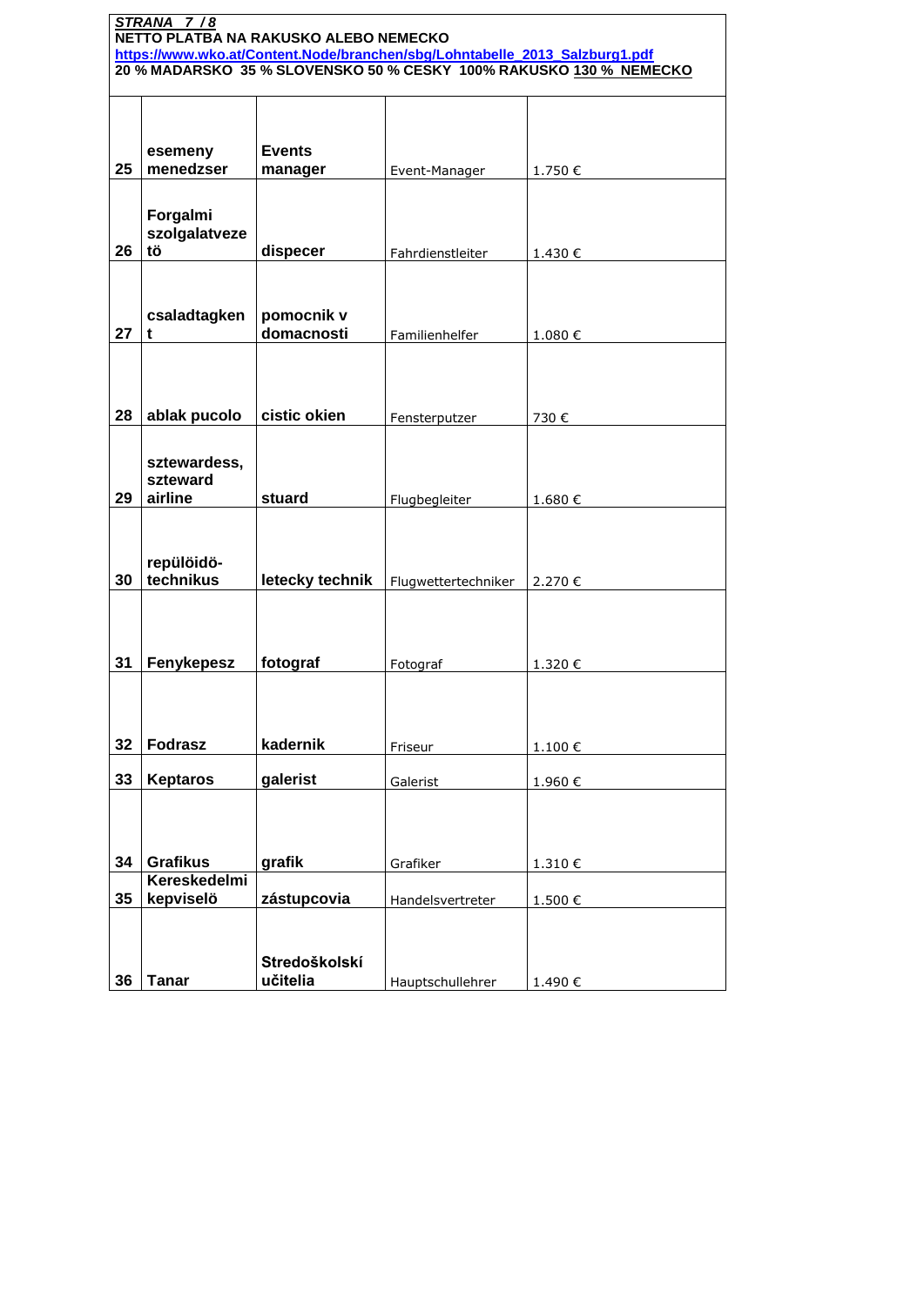***STRANA 7 / 8***
**NETTO PLATBA NA RAKUSKO ALEBO NEMECKO**
**https://www.wko.at/Content.Node/branchen/sbg/Lohntabelle_2013_Salzburg1.pdf**
**20 % MADARSKO 35 % SLOVENSKO 50 % CESKY 100% RAKUSKO 130 % NEMECKO**

| | | | | |
|---|---|---|---|---|
| **25** | **esemeny menedzser** | **Events manager** | Event-Manager | 1.750 € |
| **26** | **Forgalmi szolgalatvezetö** | **dispecer** | Fahrdienstleiter | 1.430 € |
| **27** | **csaladtagkent** | **pomocnik v domacnosti** | Familienhelfer | 1.080 € |
| **28** | **ablak pucolo** | **cistic okien** | Fensterputzer | 730 € |
| **29** | **sztewardess, szteward airline** | **stuard** | Flugbegleiter | 1.680 € |
| **30** | **repülöidö-technikus** | **letecky technik** | Flugwettertechniker | 2.270 € |
| **31** | **Fenykepesz** | **fotograf** | Fotograf | 1.320 € |
| **32** | **Fodrasz** | **kadernik** | Friseur | 1.100 € |
| **33** | **Keptaros** | **galerist** | Galerist | 1.960 € |
| **34** | **Grafikus** | **grafik** | Grafiker | 1.310 € |
| **35** | **Kereskedelmi kepviselö** | **zástupcovia** | Handelsvertreter | 1.500 € |
| **36** | **Tanar** | **Stredoškolskí učitelia** | Hauptschullehrer | 1.490 € |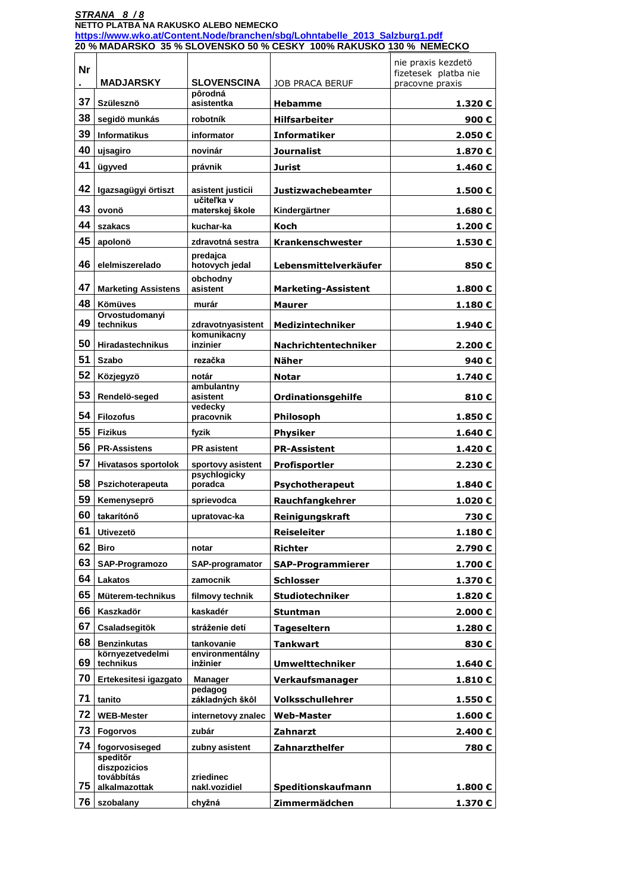***STRANA 8 / 8***

**NETTO PLATBA NA RAKUSKO ALEBO NEMECKO**

**https://www.wko.at/Content.Node/branchen/sbg/Lohntabelle_2013_Salzburg1.pdf**

**20 % MADARSKO 35 % SLOVENSKO 50 % CESKY 100% RAKUSKO 130 % NEMECKO**

| Nr. | MADJARSKY | SLOVENSCINA | JOB PRACA BERUF | nie praxis kezdetö fizetesek platba nie pracovne praxis |
|---|---|---|---|---|
| 37 | Szülesznö | pôrodná asistentka | Hebamme | 1.320 € |
| 38 | segidö munkás | robotník | Hilfsarbeiter | 900 € |
| 39 | Informatikus | informator | Informatiker | 2.050 € |
| 40 | ujsagiro | novinár | Journalist | 1.870 € |
| 41 | ügyved | právnik | Jurist | 1.460 € |
| 42 | Igazsagügyi örtiszt | asistent justicii | Justizwachebeamter | 1.500 € |
| 43 | ovonö | učiteľka v materskej škole | Kindergärtner | 1.680 € |
| 44 | szakacs | kuchar-ka | Koch | 1.200 € |
| 45 | apolonö | zdravotná sestra | Krankenschwester | 1.530 € |
| 46 | elelmiszerelado | predajca hotovych jedal | Lebensmittelverkäufer | 850 € |
| 47 | Marketing Assistens | obchodny asistent | Marketing-Assistent | 1.800 € |
| 48 | Kömüves | murár | Maurer | 1.180 € |
| 49 | Orvostudomanyi technikus | zdravotnyasistent | Medizintechniker | 1.940 € |
| 50 | Hiradastechnikus | komunikacny inzinier | Nachrichtentechniker | 2.200 € |
| 51 | Szabo | rezačka | Näher | 940 € |
| 52 | Közjegyzö | notár | Notar | 1.740 € |
| 53 | Rendelö-seged | ambulantny asistent | Ordinationsgehilfe | 810 € |
| 54 | Filozofus | vedecky pracovnik | Philosoph | 1.850 € |
| 55 | Fizikus | fyzik | Physiker | 1.640 € |
| 56 | PR-Assistens | PR asistent | PR-Assistent | 1.420 € |
| 57 | Hivatasos sportolok | sportovy asistent | Profisportler | 2.230 € |
| 58 | Pszichoterapeuta | psychlogicky poradca | Psychotherapeut | 1.840 € |
| 59 | Kemenyseprö | sprievodca | Rauchfangkehrer | 1.020 € |
| 60 | takarítónő | upratovac-ka | Reinigungskraft | 730 € |
| 61 | Utivezetö | | Reiseleiter | 1.180 € |
| 62 | Biro | notar | Richter | 2.790 € |
| 63 | SAP-Programozo | SAP-programator | SAP-Programmierer | 1.700 € |
| 64 | Lakatos | zamocnik | Schlosser | 1.370 € |
| 65 | Müterem-technikus | filmovy technik | Studiotechniker | 1.820 € |
| 66 | Kaszkadör | kaskadér | Stuntman | 2.000 € |
| 67 | Csaladsegitök | stráženie detí | Tageseltern | 1.280 € |
| 68 | Benzinkutas | tankovanie | Tankwart | 830 € |
| 69 | környezetvedelmi technikus | environmentálny inžinier | Umwelttechniker | 1.640 € |
| 70 | Ertekesitesi igazgato | Manager | Verkaufsmanager | 1.810 € |
| 71 | tanito | pedagog základných škôl | Volksschullehrer | 1.550 € |
| 72 | WEB-Mester | internetovy znalec | Web-Master | 1.600 € |
| 73 | Fogorvos | zubár | Zahnarzt | 2.400 € |
| 74 | fogorvosiseged | zubny asistent | Zahnarzthelfer | 780 € |
| 75 | speditőr diszpozicios továbbítás alkalmazottak | zriedinec nakl.vozidiel | Speditionskaufmann | 1.800 € |
| 76 | szobalany | chyžná | Zimmermädchen | 1.370 € |